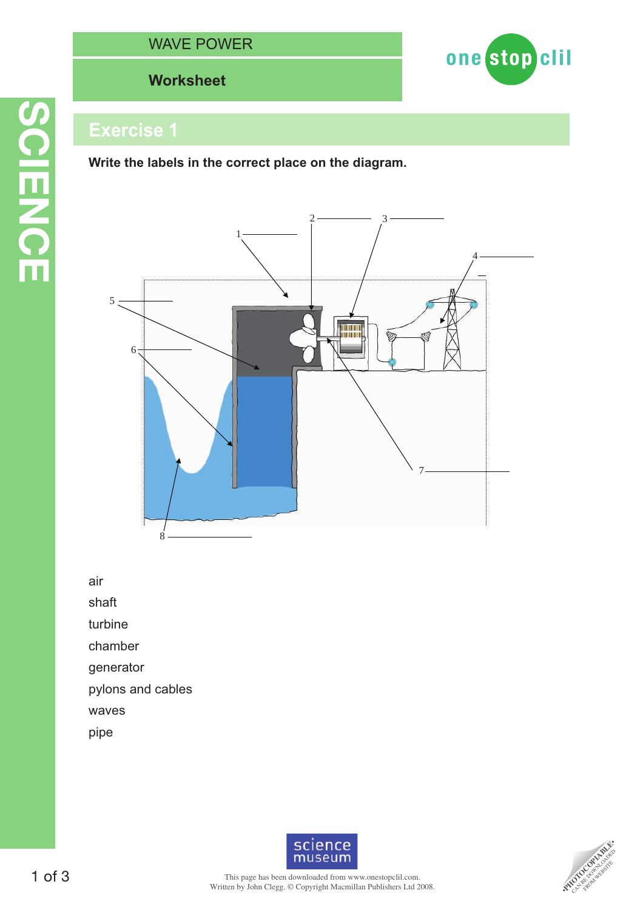WAVE POWER

**Worksheet**

# Exercise 1

**Write the labels in the correct place on the diagram.**

1 \_\_\_\_\_\_\_\_\_\_\_\_

2 \_\_\_\_\_\_\_\_\_\_\_\_

3 \_\_\_\_\_\_\_\_\_\_\_\_

4 \_\_\_\_\_\_\_\_\_\_\_\_

5 \_\_\_\_\_\_\_\_\_\_\_\_

6 \_\_\_\_\_\_\_\_\_\_\_\_

7 \_\_\_\_\_\_\_\_\_\_\_\_

8 \_\_\_\_\_\_\_\_\_\_\_\_

air
shaft
turbine
chamber
generator
pylons and cables
waves
pipe

This page has been downloaded from www.onestopclil.com.
Written by John Clegg. © Copyright Macmillan Publishers Ltd 2008.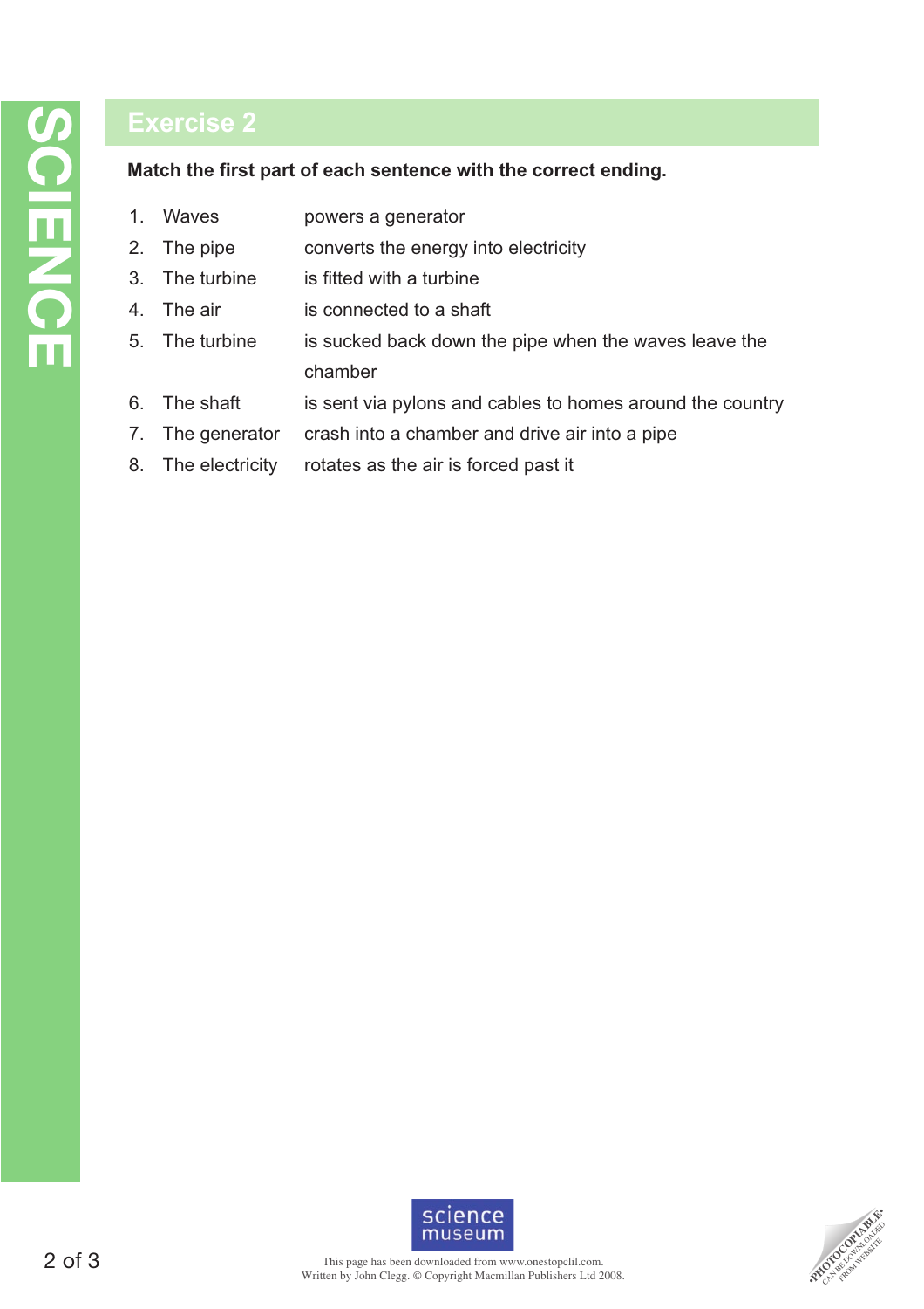# Exercise 2

**Match the first part of each sentence with the correct ending.**

| | | |
|---|---|---|
| 1. | Waves | powers a generator |
| 2. | The pipe | converts the energy into electricity |
| 3. | The turbine | is fitted with a turbine |
| 4. | The air | is connected to a shaft |
| 5. | The turbine | is sucked back down the pipe when the waves leave the chamber |
| 6. | The shaft | is sent via pylons and cables to homes around the country |
| 7. | The generator | crash into a chamber and drive air into a pipe |
| 8. | The electricity | rotates as the air is forced past it |

This page has been downloaded from www.onestopclil.com.
Written by John Clegg. © Copyright Macmillan Publishers Ltd 2008.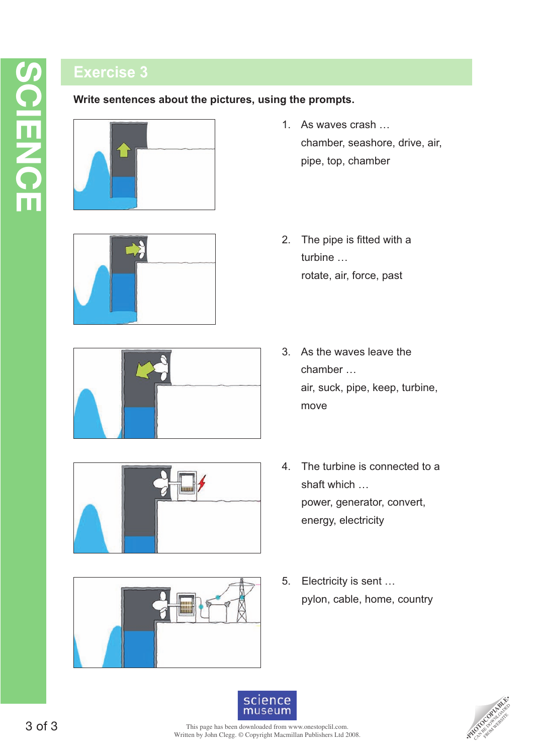## Exercise 3

**Write sentences about the pictures, using the prompts.**

1. As waves crash …
   chamber, seashore, drive, air, pipe, top, chamber

2. The pipe is fitted with a turbine …
   rotate, air, force, past

3. As the waves leave the chamber …
   air, suck, pipe, keep, turbine, move

4. The turbine is connected to a shaft which …
   power, generator, convert, energy, electricity

5. Electricity is sent …
   pylon, cable, home, country

This page has been downloaded from www.onestopclil.com.
Written by John Clegg. © Copyright Macmillan Publishers Ltd 2008.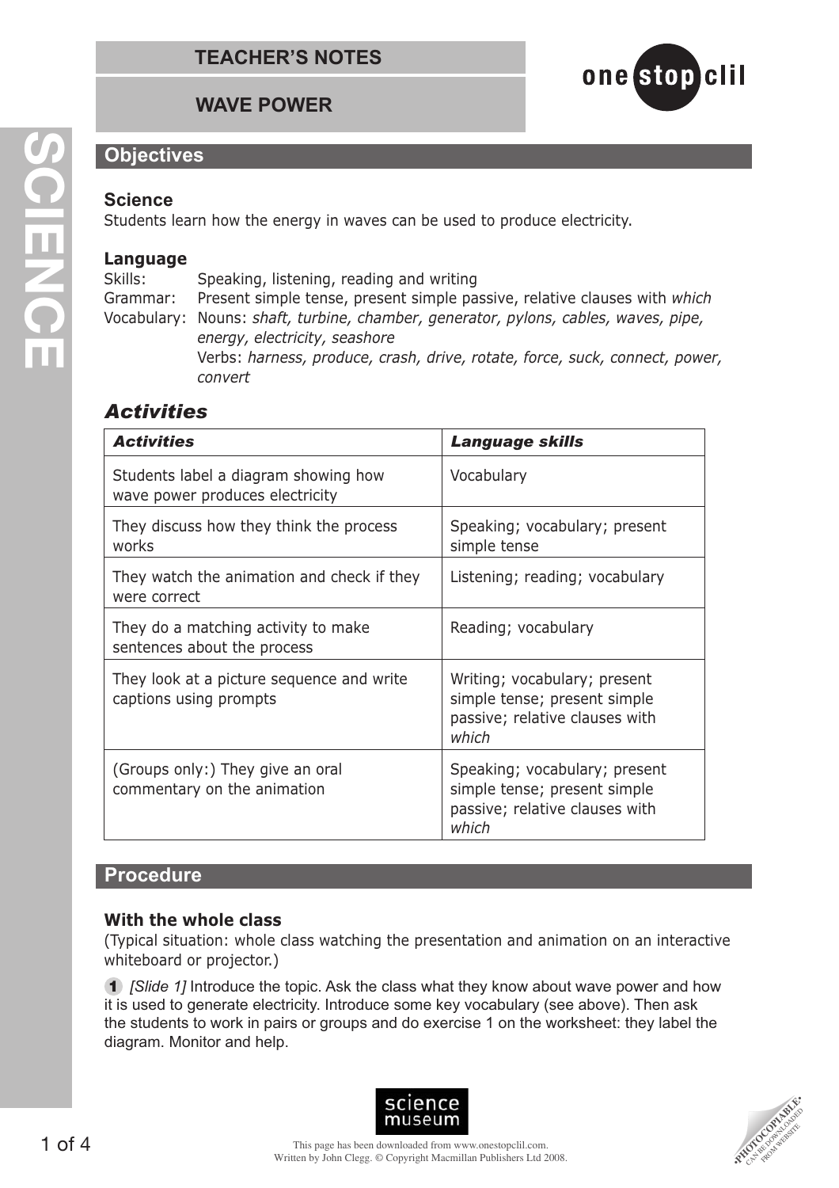# TEACHER'S NOTES

## WAVE POWER

## Objectives

### Science

Students learn how the energy in waves can be used to produce electricity.

### Language

Skills: Speaking, listening, reading and writing

Grammar: Present simple tense, present simple passive, relative clauses with *which*

Vocabulary: Nouns: *shaft, turbine, chamber, generator, pylons, cables, waves, pipe, energy, electricity, seashore*

Verbs: *harness, produce, crash, drive, rotate, force, suck, connect, power, convert*

## *Activities*

| *Activities* | *Language skills* |
|---|---|
| Students label a diagram showing how wave power produces electricity | Vocabulary |
| They discuss how they think the process works | Speaking; vocabulary; present simple tense |
| They watch the animation and check if they were correct | Listening; reading; vocabulary |
| They do a matching activity to make sentences about the process | Reading; vocabulary |
| They look at a picture sequence and write captions using prompts | Writing; vocabulary; present simple tense; present simple passive; relative clauses with *which* |
| (Groups only:) They give an oral commentary on the animation | Speaking; vocabulary; present simple tense; present simple passive; relative clauses with *which* |

## Procedure

### With the whole class

(Typical situation: whole class watching the presentation and animation on an interactive whiteboard or projector.)

1. *[Slide 1]* Introduce the topic. Ask the class what they know about wave power and how it is used to generate electricity. Introduce some key vocabulary (see above). Then ask the students to work in pairs or groups and do exercise 1 on the worksheet: they label the diagram. Monitor and help.

This page has been downloaded from www.onestopclil.com.
Written by John Clegg. © Copyright Macmillan Publishers Ltd 2008.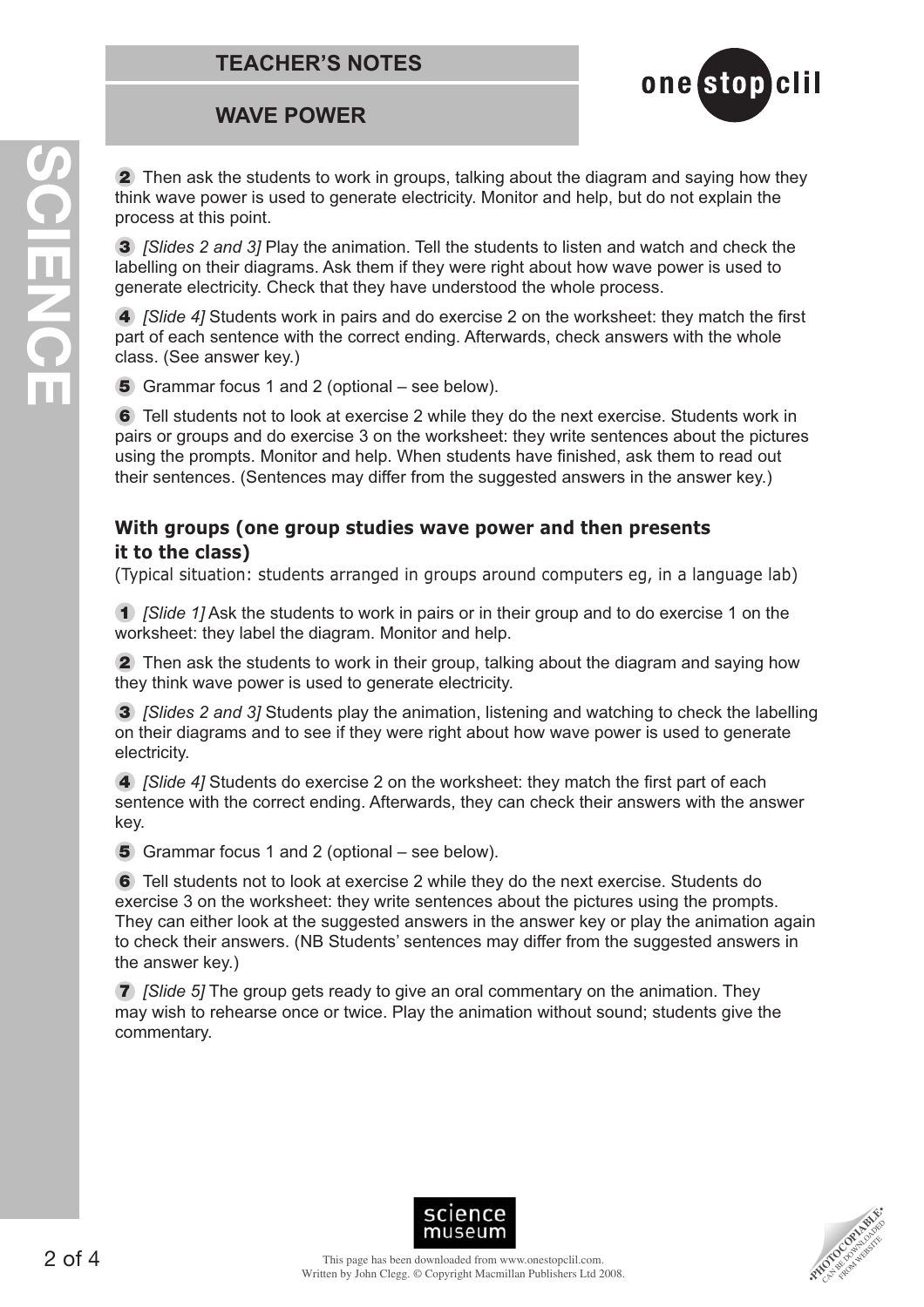**2** Then ask the students to work in groups, talking about the diagram and saying how they think wave power is used to generate electricity. Monitor and help, but do not explain the process at this point.

**3** *[Slides 2 and 3]* Play the animation. Tell the students to listen and watch and check the labelling on their diagrams. Ask them if they were right about how wave power is used to generate electricity. Check that they have understood the whole process.

**4** *[Slide 4]* Students work in pairs and do exercise 2 on the worksheet: they match the first part of each sentence with the correct ending. Afterwards, check answers with the whole class. (See answer key.)

**5** Grammar focus 1 and 2 (optional – see below).

**6** Tell students not to look at exercise 2 while they do the next exercise. Students work in pairs or groups and do exercise 3 on the worksheet: they write sentences about the pictures using the prompts. Monitor and help. When students have finished, ask them to read out their sentences. (Sentences may differ from the suggested answers in the answer key.)

### With groups (one group studies wave power and then presents it to the class)

(Typical situation: students arranged in groups around computers eg, in a language lab)

**1** *[Slide 1]* Ask the students to work in pairs or in their group and to do exercise 1 on the worksheet: they label the diagram. Monitor and help.

**2** Then ask the students to work in their group, talking about the diagram and saying how they think wave power is used to generate electricity.

**3** *[Slides 2 and 3]* Students play the animation, listening and watching to check the labelling on their diagrams and to see if they were right about how wave power is used to generate electricity.

**4** *[Slide 4]* Students do exercise 2 on the worksheet: they match the first part of each sentence with the correct ending. Afterwards, they can check their answers with the answer key.

**5** Grammar focus 1 and 2 (optional – see below).

**6** Tell students not to look at exercise 2 while they do the next exercise. Students do exercise 3 on the worksheet: they write sentences about the pictures using the prompts. They can either look at the suggested answers in the answer key or play the animation again to check their answers. (NB Students' sentences may differ from the suggested answers in the answer key.)

**7** *[Slide 5]* The group gets ready to give an oral commentary on the animation. They may wish to rehearse once or twice. Play the animation without sound; students give the commentary.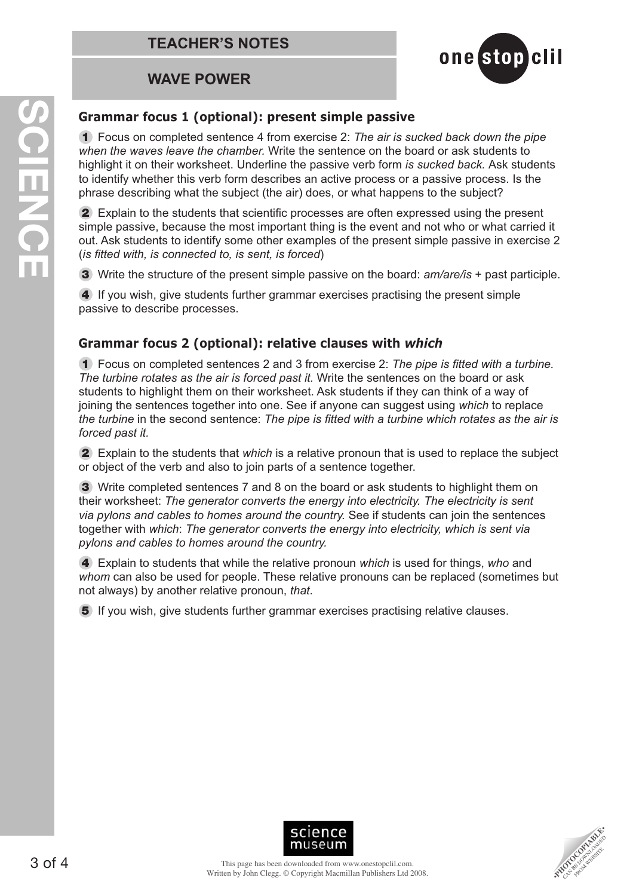# TEACHER'S NOTES

## WAVE POWER

### Grammar focus 1 (optional): present simple passive

1. Focus on completed sentence 4 from exercise 2: *The air is sucked back down the pipe when the waves leave the chamber.* Write the sentence on the board or ask students to highlight it on their worksheet. Underline the passive verb form *is sucked back.* Ask students to identify whether this verb form describes an active process or a passive process. Is the phrase describing what the subject (the air) does, or what happens to the subject?

2. Explain to the students that scientific processes are often expressed using the present simple passive, because the most important thing is the event and not who or what carried it out. Ask students to identify some other examples of the present simple passive in exercise 2 (*is fitted with, is connected to, is sent, is forced*)

3. Write the structure of the present simple passive on the board: *am/are/is* + past participle.

4. If you wish, give students further grammar exercises practising the present simple passive to describe processes.

### Grammar focus 2 (optional): relative clauses with *which*

1. Focus on completed sentences 2 and 3 from exercise 2: *The pipe is fitted with a turbine. The turbine rotates as the air is forced past it.* Write the sentences on the board or ask students to highlight them on their worksheet. Ask students if they can think of a way of joining the sentences together into one. See if anyone can suggest using *which* to replace *the turbine* in the second sentence: *The pipe is fitted with a turbine which rotates as the air is forced past it.*

2. Explain to the students that *which* is a relative pronoun that is used to replace the subject or object of the verb and also to join parts of a sentence together.

3. Write completed sentences 7 and 8 on the board or ask students to highlight them on their worksheet: *The generator converts the energy into electricity. The electricity is sent via pylons and cables to homes around the country.* See if students can join the sentences together with *which*: *The generator converts the energy into electricity, which is sent via pylons and cables to homes around the country.*

4. Explain to students that while the relative pronoun *which* is used for things, *who* and *whom* can also be used for people. These relative pronouns can be replaced (sometimes but not always) by another relative pronoun, *that*.

5. If you wish, give students further grammar exercises practising relative clauses.

This page has been downloaded from www.onestopclil.com.
Written by John Clegg. © Copyright Macmillan Publishers Ltd 2008.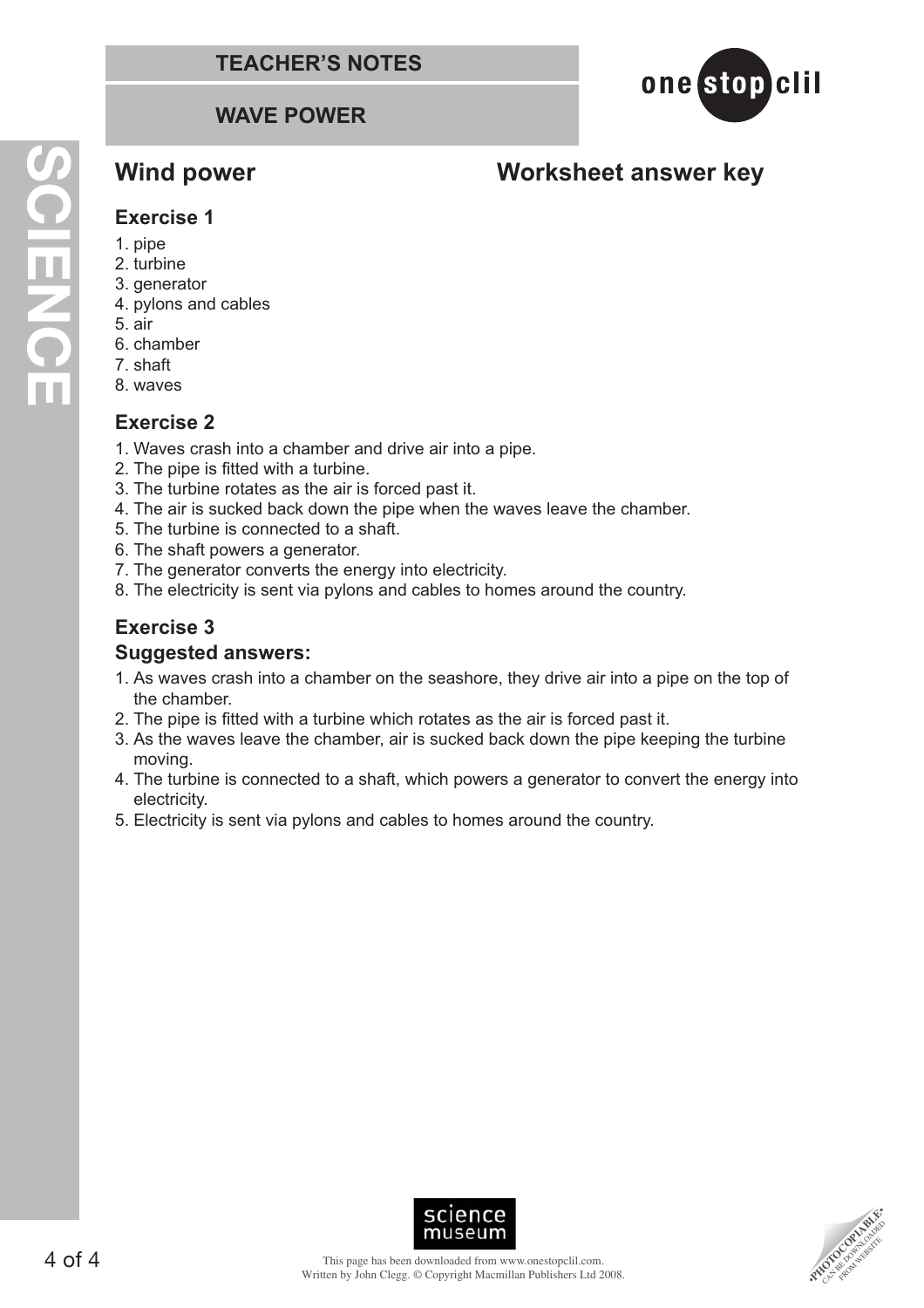# TEACHER'S NOTES

## WAVE POWER

## Wind power

## Worksheet answer key

### Exercise 1

1. pipe
2. turbine
3. generator
4. pylons and cables
5. air
6. chamber
7. shaft
8. waves

### Exercise 2

1. Waves crash into a chamber and drive air into a pipe.
2. The pipe is fitted with a turbine.
3. The turbine rotates as the air is forced past it.
4. The air is sucked back down the pipe when the waves leave the chamber.
5. The turbine is connected to a shaft.
6. The shaft powers a generator.
7. The generator converts the energy into electricity.
8. The electricity is sent via pylons and cables to homes around the country.

### Exercise 3

#### Suggested answers:

1. As waves crash into a chamber on the seashore, they drive air into a pipe on the top of the chamber.
2. The pipe is fitted with a turbine which rotates as the air is forced past it.
3. As the waves leave the chamber, air is sucked back down the pipe keeping the turbine moving.
4. The turbine is connected to a shaft, which powers a generator to convert the energy into electricity.
5. Electricity is sent via pylons and cables to homes around the country.

This page has been downloaded from www.onestopclil.com.
Written by John Clegg. © Copyright Macmillan Publishers Ltd 2008.